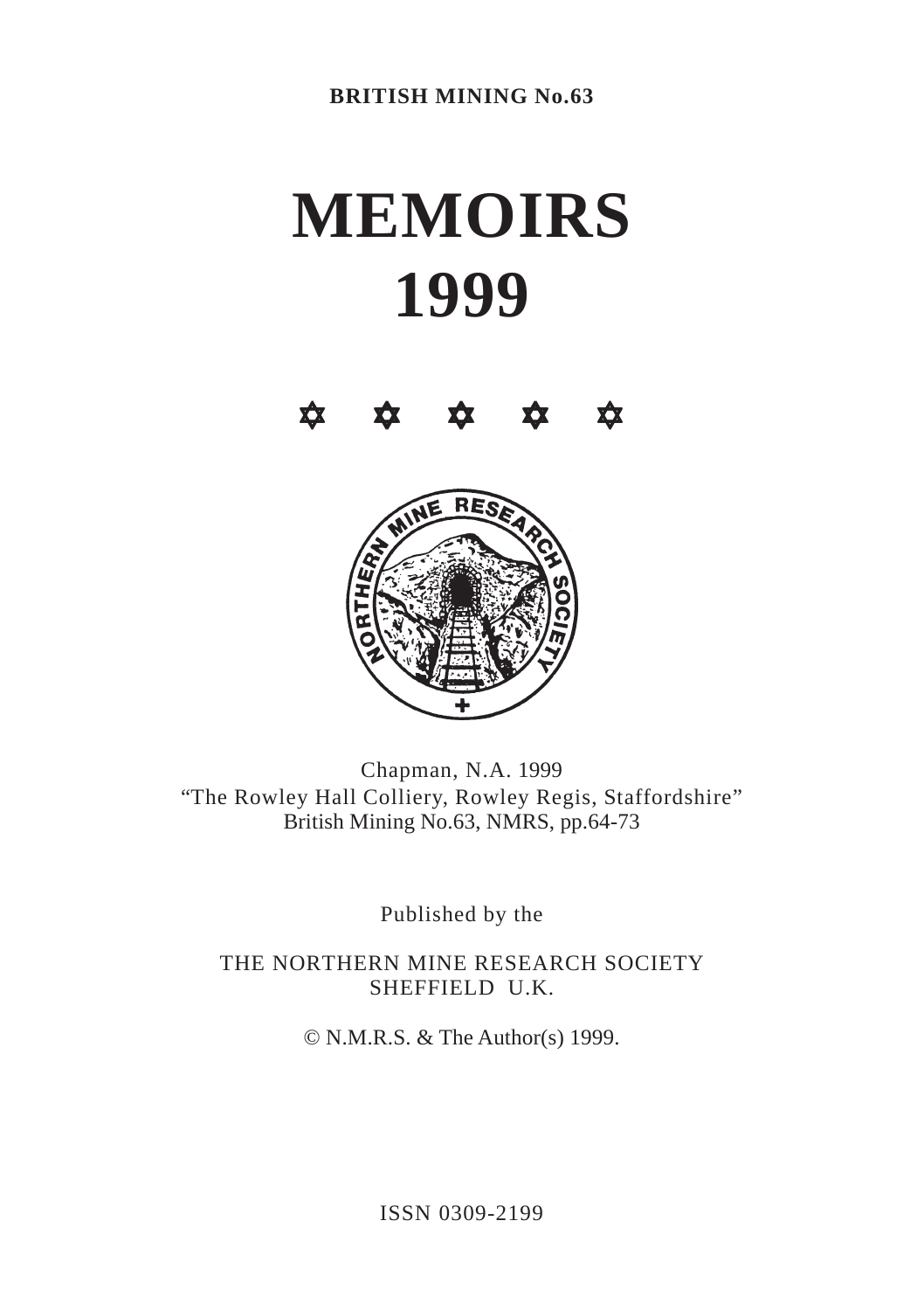**BRITISH MINING No.63**

# MEMOIRS
# 1999

✡ ✡ ✡ ✡ ✡

Chapman, N.A. 1999
"The Rowley Hall Colliery, Rowley Regis, Staffordshire"
British Mining No.63, NMRS, pp.64-73

Published by the

THE NORTHERN MINE RESEARCH SOCIETY
SHEFFIELD U.K.

© N.M.R.S. & The Author(s) 1999.

ISSN 0309-2199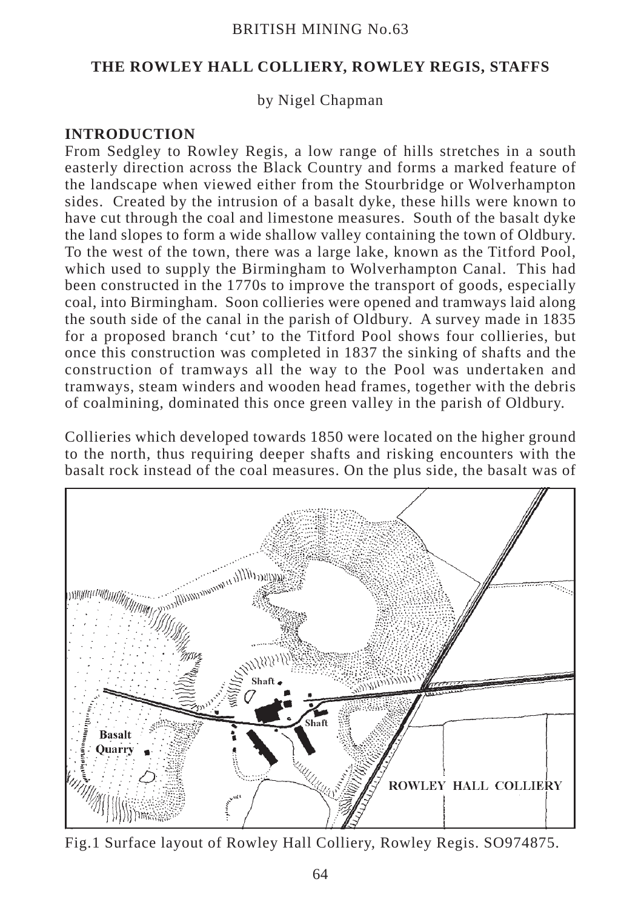BRITISH MINING No.63

## THE ROWLEY HALL COLLIERY, ROWLEY REGIS, STAFFS

by Nigel Chapman

### INTRODUCTION

From Sedgley to Rowley Regis, a low range of hills stretches in a south easterly direction across the Black Country and forms a marked feature of the landscape when viewed either from the Stourbridge or Wolverhampton sides. Created by the intrusion of a basalt dyke, these hills were known to have cut through the coal and limestone measures. South of the basalt dyke the land slopes to form a wide shallow valley containing the town of Oldbury. To the west of the town, there was a large lake, known as the Titford Pool, which used to supply the Birmingham to Wolverhampton Canal. This had been constructed in the 1770s to improve the transport of goods, especially coal, into Birmingham. Soon collieries were opened and tramways laid along the south side of the canal in the parish of Oldbury. A survey made in 1835 for a proposed branch 'cut' to the Titford Pool shows four collieries, but once this construction was completed in 1837 the sinking of shafts and the construction of tramways all the way to the Pool was undertaken and tramways, steam winders and wooden head frames, together with the debris of coalmining, dominated this once green valley in the parish of Oldbury.

Collieries which developed towards 1850 were located on the higher ground to the north, thus requiring deeper shafts and risking encounters with the basalt rock instead of the coal measures. On the plus side, the basalt was of

Fig.1 Surface layout of Rowley Hall Colliery, Rowley Regis. SO974875.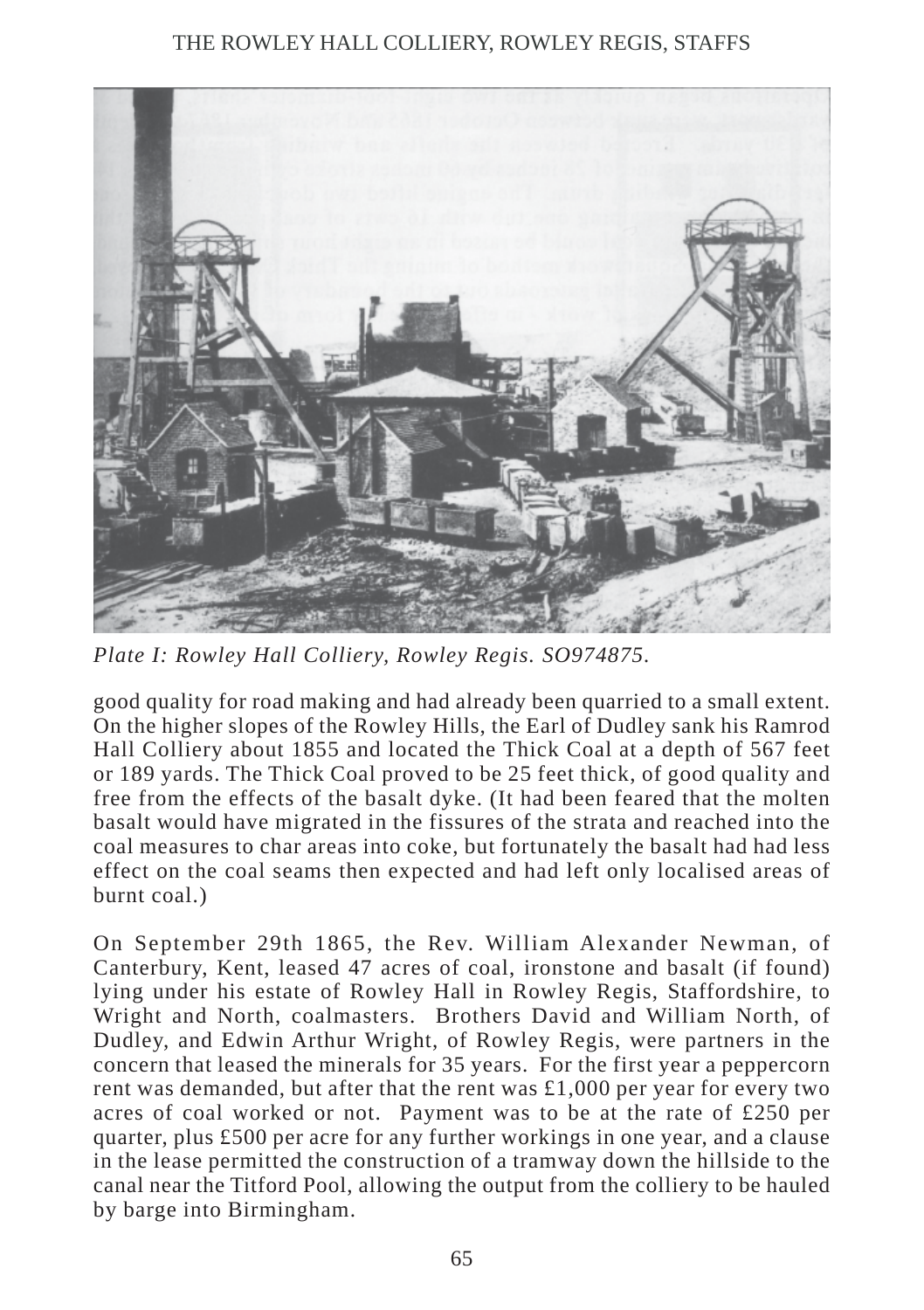*Plate I: Rowley Hall Colliery, Rowley Regis. SO974875.*

good quality for road making and had already been quarried to a small extent. On the higher slopes of the Rowley Hills, the Earl of Dudley sank his Ramrod Hall Colliery about 1855 and located the Thick Coal at a depth of 567 feet or 189 yards. The Thick Coal proved to be 25 feet thick, of good quality and free from the effects of the basalt dyke. (It had been feared that the molten basalt would have migrated in the fissures of the strata and reached into the coal measures to char areas into coke, but fortunately the basalt had had less effect on the coal seams then expected and had left only localised areas of burnt coal.)

On September 29th 1865, the Rev. William Alexander Newman, of Canterbury, Kent, leased 47 acres of coal, ironstone and basalt (if found) lying under his estate of Rowley Hall in Rowley Regis, Staffordshire, to Wright and North, coalmasters. Brothers David and William North, of Dudley, and Edwin Arthur Wright, of Rowley Regis, were partners in the concern that leased the minerals for 35 years. For the first year a peppercorn rent was demanded, but after that the rent was £1,000 per year for every two acres of coal worked or not. Payment was to be at the rate of £250 per quarter, plus £500 per acre for any further workings in one year, and a clause in the lease permitted the construction of a tramway down the hillside to the canal near the Titford Pool, allowing the output from the colliery to be hauled by barge into Birmingham.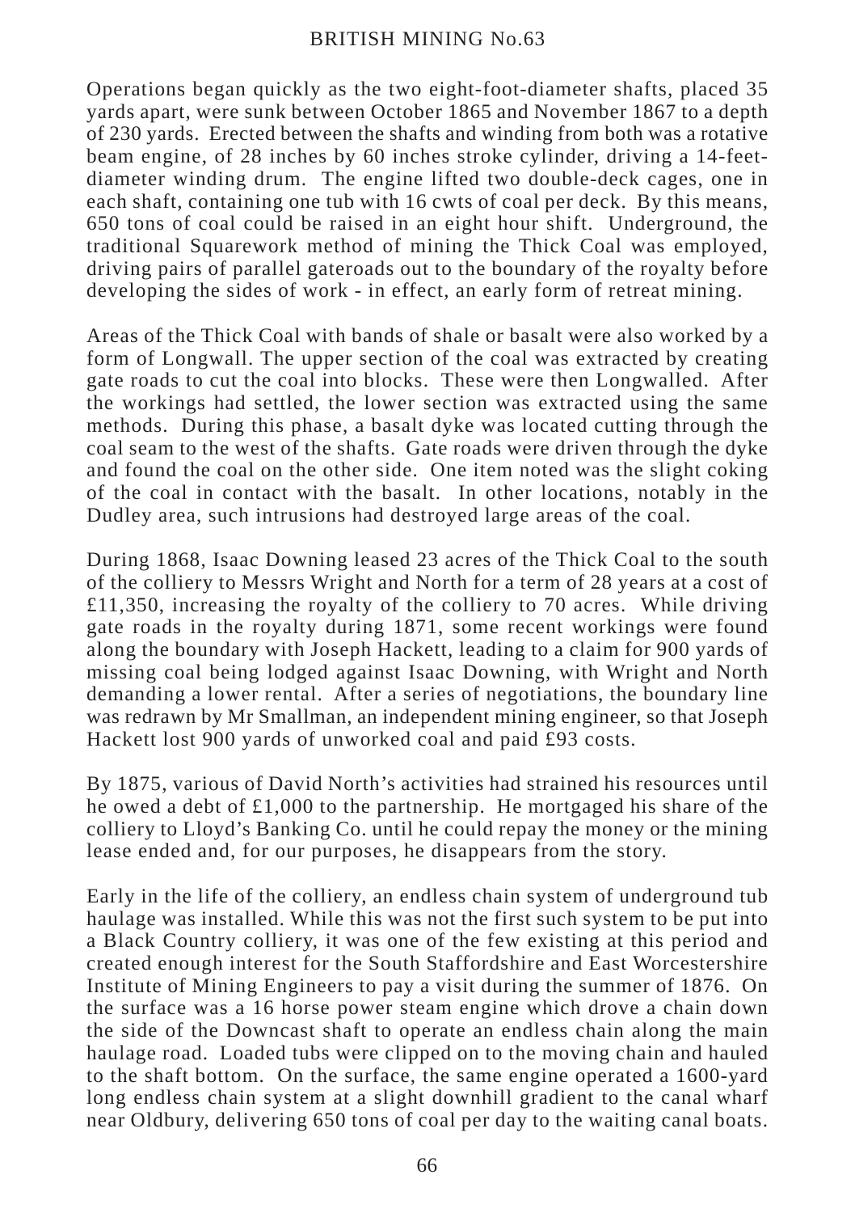Operations began quickly as the two eight-foot-diameter shafts, placed 35 yards apart, were sunk between October 1865 and November 1867 to a depth of 230 yards. Erected between the shafts and winding from both was a rotative beam engine, of 28 inches by 60 inches stroke cylinder, driving a 14-feet-diameter winding drum. The engine lifted two double-deck cages, one in each shaft, containing one tub with 16 cwts of coal per deck. By this means, 650 tons of coal could be raised in an eight hour shift. Underground, the traditional Squarework method of mining the Thick Coal was employed, driving pairs of parallel gateroads out to the boundary of the royalty before developing the sides of work - in effect, an early form of retreat mining.

Areas of the Thick Coal with bands of shale or basalt were also worked by a form of Longwall. The upper section of the coal was extracted by creating gate roads to cut the coal into blocks. These were then Longwalled. After the workings had settled, the lower section was extracted using the same methods. During this phase, a basalt dyke was located cutting through the coal seam to the west of the shafts. Gate roads were driven through the dyke and found the coal on the other side. One item noted was the slight coking of the coal in contact with the basalt. In other locations, notably in the Dudley area, such intrusions had destroyed large areas of the coal.

During 1868, Isaac Downing leased 23 acres of the Thick Coal to the south of the colliery to Messrs Wright and North for a term of 28 years at a cost of £11,350, increasing the royalty of the colliery to 70 acres. While driving gate roads in the royalty during 1871, some recent workings were found along the boundary with Joseph Hackett, leading to a claim for 900 yards of missing coal being lodged against Isaac Downing, with Wright and North demanding a lower rental. After a series of negotiations, the boundary line was redrawn by Mr Smallman, an independent mining engineer, so that Joseph Hackett lost 900 yards of unworked coal and paid £93 costs.

By 1875, various of David North's activities had strained his resources until he owed a debt of £1,000 to the partnership. He mortgaged his share of the colliery to Lloyd's Banking Co. until he could repay the money or the mining lease ended and, for our purposes, he disappears from the story.

Early in the life of the colliery, an endless chain system of underground tub haulage was installed. While this was not the first such system to be put into a Black Country colliery, it was one of the few existing at this period and created enough interest for the South Staffordshire and East Worcestershire Institute of Mining Engineers to pay a visit during the summer of 1876. On the surface was a 16 horse power steam engine which drove a chain down the side of the Downcast shaft to operate an endless chain along the main haulage road. Loaded tubs were clipped on to the moving chain and hauled to the shaft bottom. On the surface, the same engine operated a 1600-yard long endless chain system at a slight downhill gradient to the canal wharf near Oldbury, delivering 650 tons of coal per day to the waiting canal boats.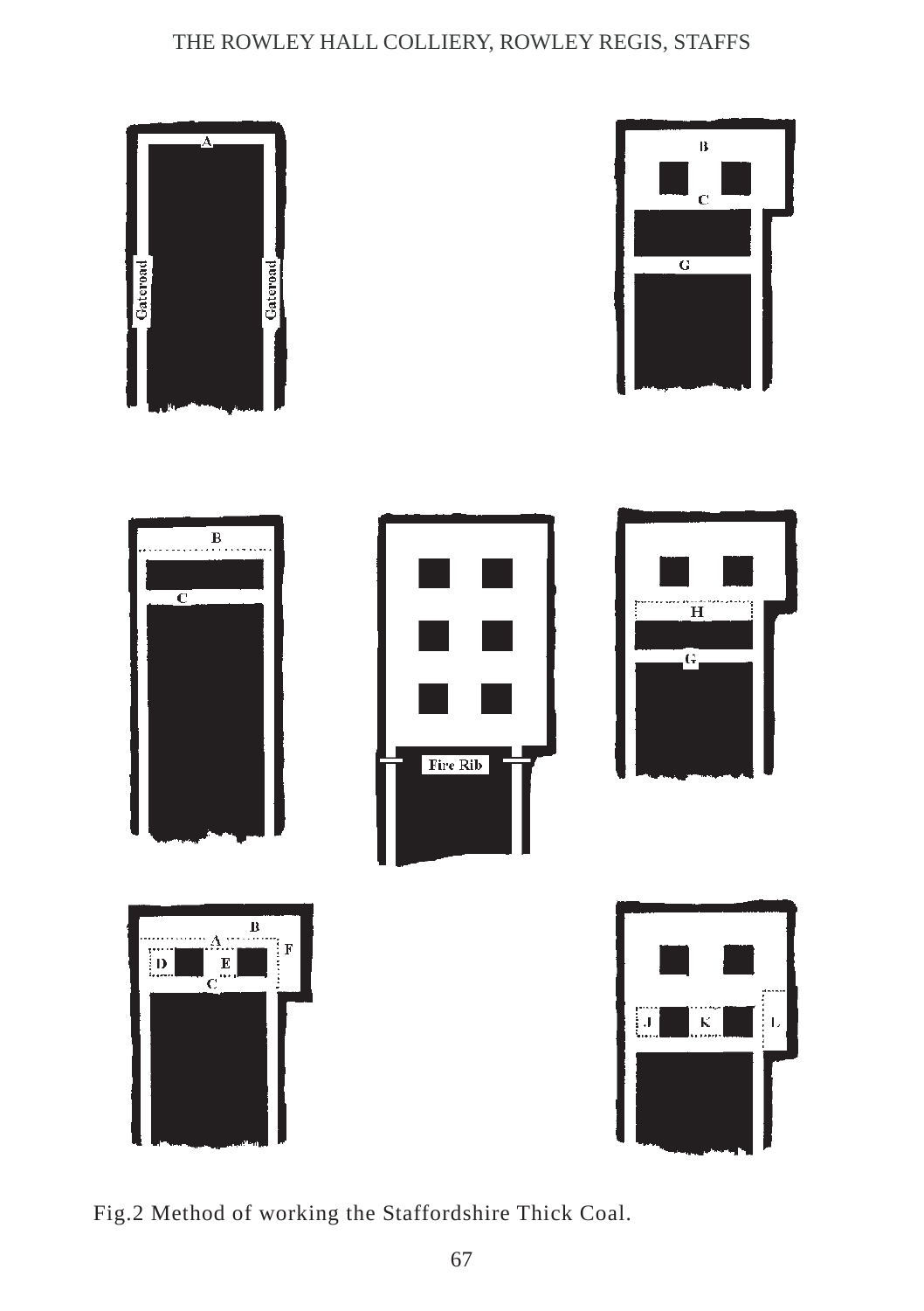Fig.2 Method of working the Staffordshire Thick Coal.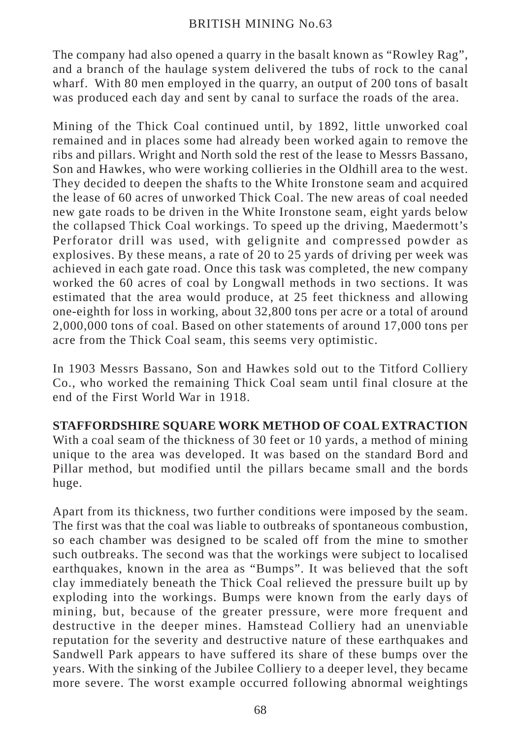The company had also opened a quarry in the basalt known as "Rowley Rag", and a branch of the haulage system delivered the tubs of rock to the canal wharf. With 80 men employed in the quarry, an output of 200 tons of basalt was produced each day and sent by canal to surface the roads of the area.

Mining of the Thick Coal continued until, by 1892, little unworked coal remained and in places some had already been worked again to remove the ribs and pillars. Wright and North sold the rest of the lease to Messrs Bassano, Son and Hawkes, who were working collieries in the Oldhill area to the west. They decided to deepen the shafts to the White Ironstone seam and acquired the lease of 60 acres of unworked Thick Coal. The new areas of coal needed new gate roads to be driven in the White Ironstone seam, eight yards below the collapsed Thick Coal workings. To speed up the driving, Maedermott's Perforator drill was used, with gelignite and compressed powder as explosives. By these means, a rate of 20 to 25 yards of driving per week was achieved in each gate road. Once this task was completed, the new company worked the 60 acres of coal by Longwall methods in two sections. It was estimated that the area would produce, at 25 feet thickness and allowing one-eighth for loss in working, about 32,800 tons per acre or a total of around 2,000,000 tons of coal. Based on other statements of around 17,000 tons per acre from the Thick Coal seam, this seems very optimistic.

In 1903 Messrs Bassano, Son and Hawkes sold out to the Titford Colliery Co., who worked the remaining Thick Coal seam until final closure at the end of the First World War in 1918.

**STAFFORDSHIRE SQUARE WORK METHOD OF COAL EXTRACTION**

With a coal seam of the thickness of 30 feet or 10 yards, a method of mining unique to the area was developed. It was based on the standard Bord and Pillar method, but modified until the pillars became small and the bords huge.

Apart from its thickness, two further conditions were imposed by the seam. The first was that the coal was liable to outbreaks of spontaneous combustion, so each chamber was designed to be scaled off from the mine to smother such outbreaks. The second was that the workings were subject to localised earthquakes, known in the area as "Bumps". It was believed that the soft clay immediately beneath the Thick Coal relieved the pressure built up by exploding into the workings. Bumps were known from the early days of mining, but, because of the greater pressure, were more frequent and destructive in the deeper mines. Hamstead Colliery had an unenviable reputation for the severity and destructive nature of these earthquakes and Sandwell Park appears to have suffered its share of these bumps over the years. With the sinking of the Jubilee Colliery to a deeper level, they became more severe. The worst example occurred following abnormal weightings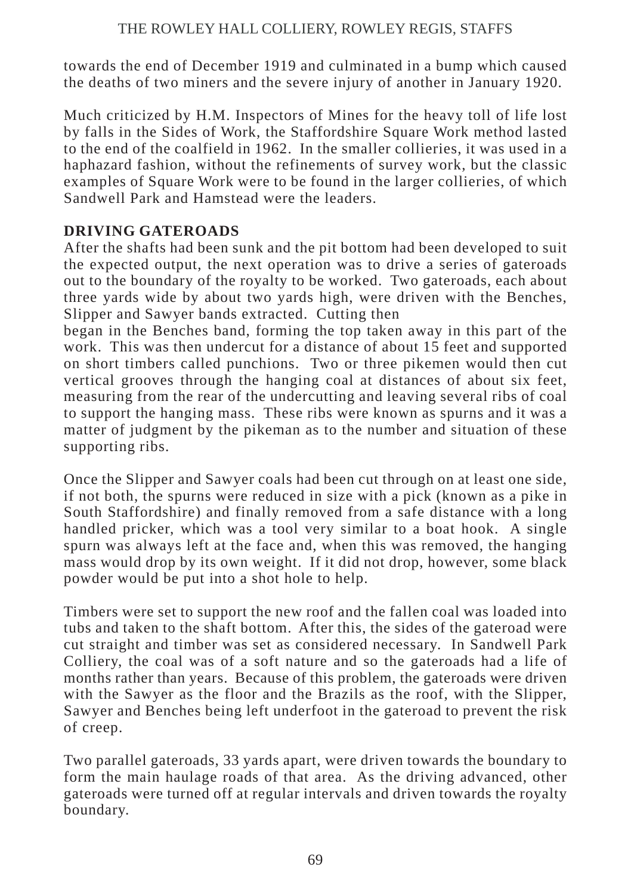towards the end of December 1919 and culminated in a bump which caused the deaths of two miners and the severe injury of another in January 1920.

Much criticized by H.M. Inspectors of Mines for the heavy toll of life lost by falls in the Sides of Work, the Staffordshire Square Work method lasted to the end of the coalfield in 1962. In the smaller collieries, it was used in a haphazard fashion, without the refinements of survey work, but the classic examples of Square Work were to be found in the larger collieries, of which Sandwell Park and Hamstead were the leaders.

## DRIVING GATEROADS

After the shafts had been sunk and the pit bottom had been developed to suit the expected output, the next operation was to drive a series of gateroads out to the boundary of the royalty to be worked. Two gateroads, each about three yards wide by about two yards high, were driven with the Benches, Slipper and Sawyer bands extracted. Cutting then began in the Benches band, forming the top taken away in this part of the work. This was then undercut for a distance of about 15 feet and supported on short timbers called punchions. Two or three pikemen would then cut vertical grooves through the hanging coal at distances of about six feet, measuring from the rear of the undercutting and leaving several ribs of coal to support the hanging mass. These ribs were known as spurns and it was a matter of judgment by the pikeman as to the number and situation of these supporting ribs.

Once the Slipper and Sawyer coals had been cut through on at least one side, if not both, the spurns were reduced in size with a pick (known as a pike in South Staffordshire) and finally removed from a safe distance with a long handled pricker, which was a tool very similar to a boat hook. A single spurn was always left at the face and, when this was removed, the hanging mass would drop by its own weight. If it did not drop, however, some black powder would be put into a shot hole to help.

Timbers were set to support the new roof and the fallen coal was loaded into tubs and taken to the shaft bottom. After this, the sides of the gateroad were cut straight and timber was set as considered necessary. In Sandwell Park Colliery, the coal was of a soft nature and so the gateroads had a life of months rather than years. Because of this problem, the gateroads were driven with the Sawyer as the floor and the Brazils as the roof, with the Slipper, Sawyer and Benches being left underfoot in the gateroad to prevent the risk of creep.

Two parallel gateroads, 33 yards apart, were driven towards the boundary to form the main haulage roads of that area. As the driving advanced, other gateroads were turned off at regular intervals and driven towards the royalty boundary.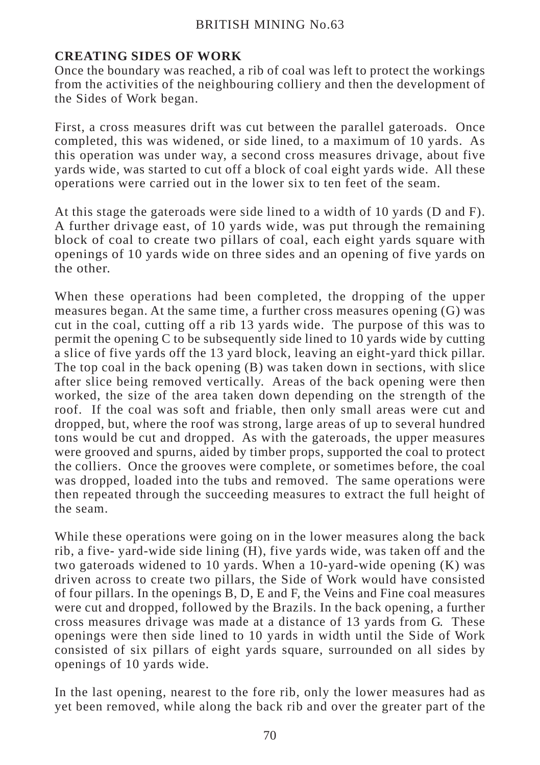## CREATING SIDES OF WORK

Once the boundary was reached, a rib of coal was left to protect the workings from the activities of the neighbouring colliery and then the development of the Sides of Work began.

First, a cross measures drift was cut between the parallel gateroads. Once completed, this was widened, or side lined, to a maximum of 10 yards. As this operation was under way, a second cross measures drivage, about five yards wide, was started to cut off a block of coal eight yards wide. All these operations were carried out in the lower six to ten feet of the seam.

At this stage the gateroads were side lined to a width of 10 yards (D and F). A further drivage east, of 10 yards wide, was put through the remaining block of coal to create two pillars of coal, each eight yards square with openings of 10 yards wide on three sides and an opening of five yards on the other.

When these operations had been completed, the dropping of the upper measures began. At the same time, a further cross measures opening (G) was cut in the coal, cutting off a rib 13 yards wide. The purpose of this was to permit the opening C to be subsequently side lined to 10 yards wide by cutting a slice of five yards off the 13 yard block, leaving an eight-yard thick pillar. The top coal in the back opening (B) was taken down in sections, with slice after slice being removed vertically. Areas of the back opening were then worked, the size of the area taken down depending on the strength of the roof. If the coal was soft and friable, then only small areas were cut and dropped, but, where the roof was strong, large areas of up to several hundred tons would be cut and dropped. As with the gateroads, the upper measures were grooved and spurns, aided by timber props, supported the coal to protect the colliers. Once the grooves were complete, or sometimes before, the coal was dropped, loaded into the tubs and removed. The same operations were then repeated through the succeeding measures to extract the full height of the seam.

While these operations were going on in the lower measures along the back rib, a five- yard-wide side lining (H), five yards wide, was taken off and the two gateroads widened to 10 yards. When a 10-yard-wide opening (K) was driven across to create two pillars, the Side of Work would have consisted of four pillars. In the openings B, D, E and F, the Veins and Fine coal measures were cut and dropped, followed by the Brazils. In the back opening, a further cross measures drivage was made at a distance of 13 yards from G. These openings were then side lined to 10 yards in width until the Side of Work consisted of six pillars of eight yards square, surrounded on all sides by openings of 10 yards wide.

In the last opening, nearest to the fore rib, only the lower measures had as yet been removed, while along the back rib and over the greater part of the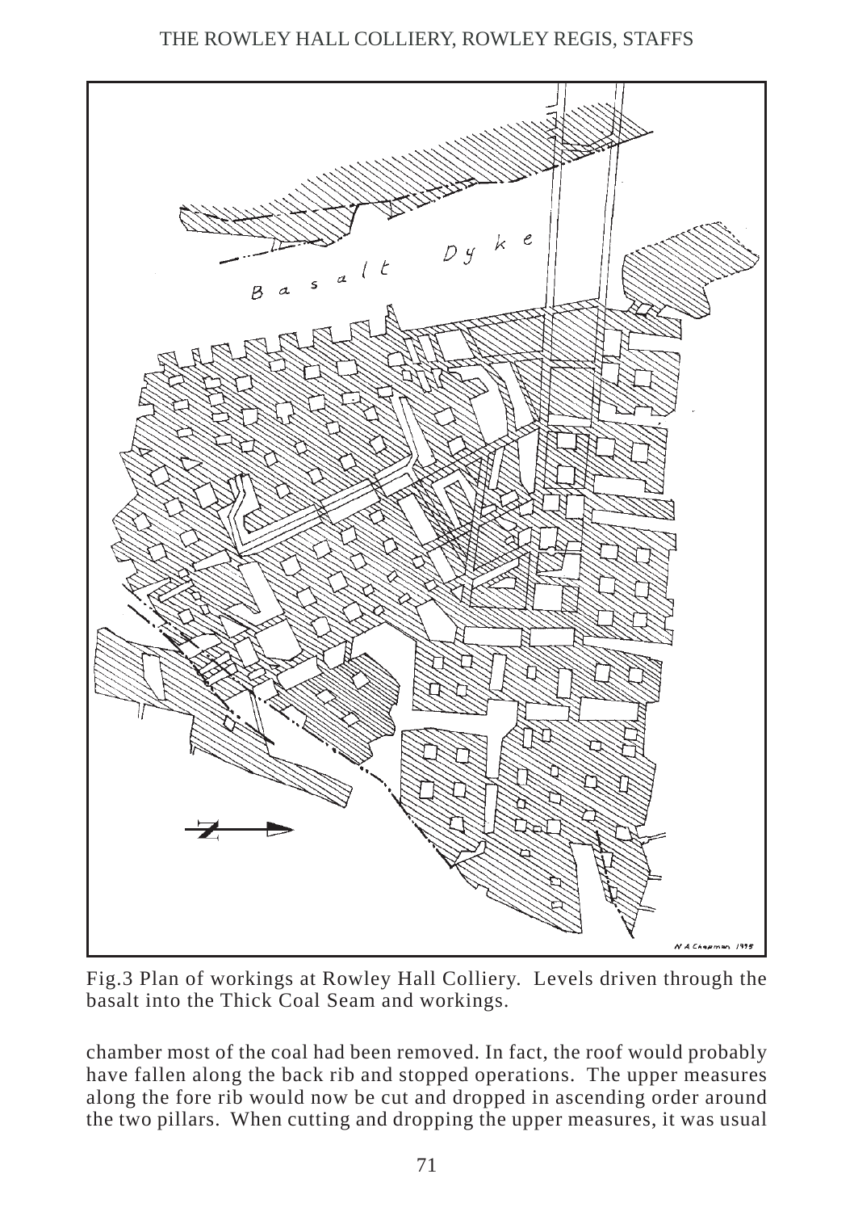Fig.3 Plan of workings at Rowley Hall Colliery. Levels driven through the basalt into the Thick Coal Seam and workings.

chamber most of the coal had been removed. In fact, the roof would probably have fallen along the back rib and stopped operations. The upper measures along the fore rib would now be cut and dropped in ascending order around the two pillars. When cutting and dropping the upper measures, it was usual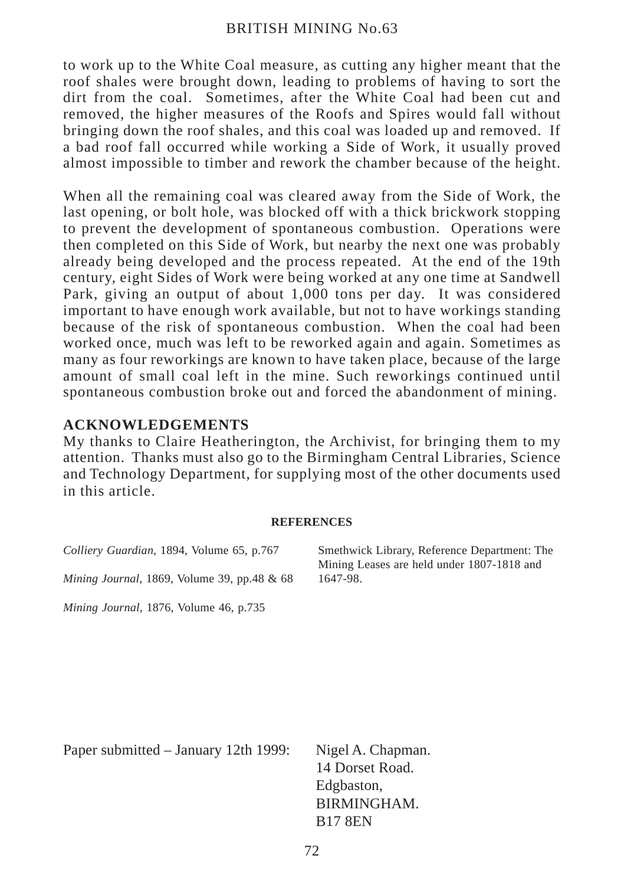to work up to the White Coal measure, as cutting any higher meant that the roof shales were brought down, leading to problems of having to sort the dirt from the coal. Sometimes, after the White Coal had been cut and removed, the higher measures of the Roofs and Spires would fall without bringing down the roof shales, and this coal was loaded up and removed. If a bad roof fall occurred while working a Side of Work, it usually proved almost impossible to timber and rework the chamber because of the height.

When all the remaining coal was cleared away from the Side of Work, the last opening, or bolt hole, was blocked off with a thick brickwork stopping to prevent the development of spontaneous combustion. Operations were then completed on this Side of Work, but nearby the next one was probably already being developed and the process repeated. At the end of the 19th century, eight Sides of Work were being worked at any one time at Sandwell Park, giving an output of about 1,000 tons per day. It was considered important to have enough work available, but not to have workings standing because of the risk of spontaneous combustion. When the coal had been worked once, much was left to be reworked again and again. Sometimes as many as four reworkings are known to have taken place, because of the large amount of small coal left in the mine. Such reworkings continued until spontaneous combustion broke out and forced the abandonment of mining.

## ACKNOWLEDGEMENTS

My thanks to Claire Heatherington, the Archivist, for bringing them to my attention. Thanks must also go to the Birmingham Central Libraries, Science and Technology Department, for supplying most of the other documents used in this article.

### REFERENCES

*Colliery Guardian*, 1894, Volume 65, p.767

*Mining Journal*, 1869, Volume 39, pp.48 & 68

*Mining Journal*, 1876, Volume 46, p.735

Smethwick Library, Reference Department: The Mining Leases are held under 1807-1818 and 1647-98.

Paper submitted – January 12th 1999:

Nigel A. Chapman.
14 Dorset Road.
Edgbaston,
BIRMINGHAM.
B17 8EN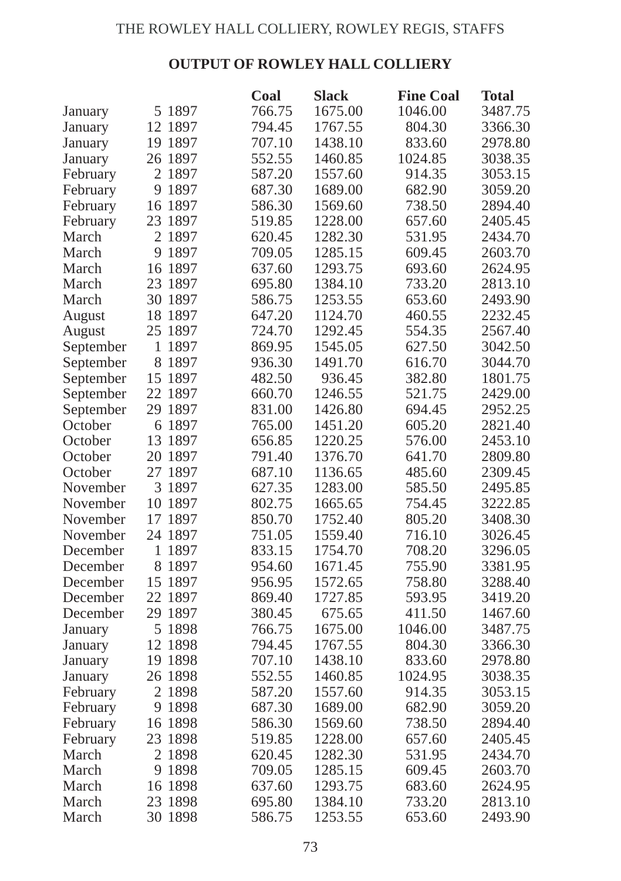## OUTPUT OF ROWLEY HALL COLLIERY

| | | Coal | Slack | Fine Coal | Total |
|---|---|---|---|---|---|
| January | 5 1897 | 766.75 | 1675.00 | 1046.00 | 3487.75 |
| January | 12 1897 | 794.45 | 1767.55 | 804.30 | 3366.30 |
| January | 19 1897 | 707.10 | 1438.10 | 833.60 | 2978.80 |
| January | 26 1897 | 552.55 | 1460.85 | 1024.85 | 3038.35 |
| February | 2 1897 | 587.20 | 1557.60 | 914.35 | 3053.15 |
| February | 9 1897 | 687.30 | 1689.00 | 682.90 | 3059.20 |
| February | 16 1897 | 586.30 | 1569.60 | 738.50 | 2894.40 |
| February | 23 1897 | 519.85 | 1228.00 | 657.60 | 2405.45 |
| March | 2 1897 | 620.45 | 1282.30 | 531.95 | 2434.70 |
| March | 9 1897 | 709.05 | 1285.15 | 609.45 | 2603.70 |
| March | 16 1897 | 637.60 | 1293.75 | 693.60 | 2624.95 |
| March | 23 1897 | 695.80 | 1384.10 | 733.20 | 2813.10 |
| March | 30 1897 | 586.75 | 1253.55 | 653.60 | 2493.90 |
| August | 18 1897 | 647.20 | 1124.70 | 460.55 | 2232.45 |
| August | 25 1897 | 724.70 | 1292.45 | 554.35 | 2567.40 |
| September | 1 1897 | 869.95 | 1545.05 | 627.50 | 3042.50 |
| September | 8 1897 | 936.30 | 1491.70 | 616.70 | 3044.70 |
| September | 15 1897 | 482.50 | 936.45 | 382.80 | 1801.75 |
| September | 22 1897 | 660.70 | 1246.55 | 521.75 | 2429.00 |
| September | 29 1897 | 831.00 | 1426.80 | 694.45 | 2952.25 |
| October | 6 1897 | 765.00 | 1451.20 | 605.20 | 2821.40 |
| October | 13 1897 | 656.85 | 1220.25 | 576.00 | 2453.10 |
| October | 20 1897 | 791.40 | 1376.70 | 641.70 | 2809.80 |
| October | 27 1897 | 687.10 | 1136.65 | 485.60 | 2309.45 |
| November | 3 1897 | 627.35 | 1283.00 | 585.50 | 2495.85 |
| November | 10 1897 | 802.75 | 1665.65 | 754.45 | 3222.85 |
| November | 17 1897 | 850.70 | 1752.40 | 805.20 | 3408.30 |
| November | 24 1897 | 751.05 | 1559.40 | 716.10 | 3026.45 |
| December | 1 1897 | 833.15 | 1754.70 | 708.20 | 3296.05 |
| December | 8 1897 | 954.60 | 1671.45 | 755.90 | 3381.95 |
| December | 15 1897 | 956.95 | 1572.65 | 758.80 | 3288.40 |
| December | 22 1897 | 869.40 | 1727.85 | 593.95 | 3419.20 |
| December | 29 1897 | 380.45 | 675.65 | 411.50 | 1467.60 |
| January | 5 1898 | 766.75 | 1675.00 | 1046.00 | 3487.75 |
| January | 12 1898 | 794.45 | 1767.55 | 804.30 | 3366.30 |
| January | 19 1898 | 707.10 | 1438.10 | 833.60 | 2978.80 |
| January | 26 1898 | 552.55 | 1460.85 | 1024.95 | 3038.35 |
| February | 2 1898 | 587.20 | 1557.60 | 914.35 | 3053.15 |
| February | 9 1898 | 687.30 | 1689.00 | 682.90 | 3059.20 |
| February | 16 1898 | 586.30 | 1569.60 | 738.50 | 2894.40 |
| February | 23 1898 | 519.85 | 1228.00 | 657.60 | 2405.45 |
| March | 2 1898 | 620.45 | 1282.30 | 531.95 | 2434.70 |
| March | 9 1898 | 709.05 | 1285.15 | 609.45 | 2603.70 |
| March | 16 1898 | 637.60 | 1293.75 | 683.60 | 2624.95 |
| March | 23 1898 | 695.80 | 1384.10 | 733.20 | 2813.10 |
| March | 30 1898 | 586.75 | 1253.55 | 653.60 | 2493.90 |